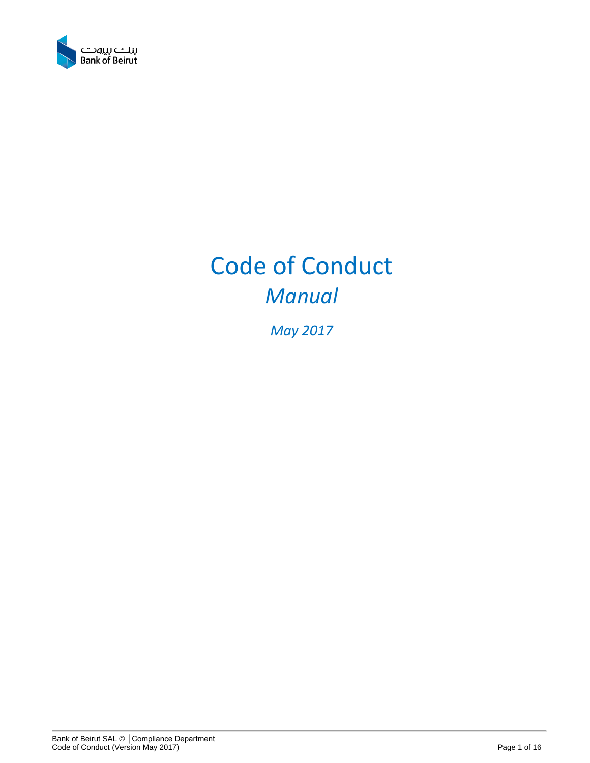# Code of Conduct

## *Manual*

*May 2017*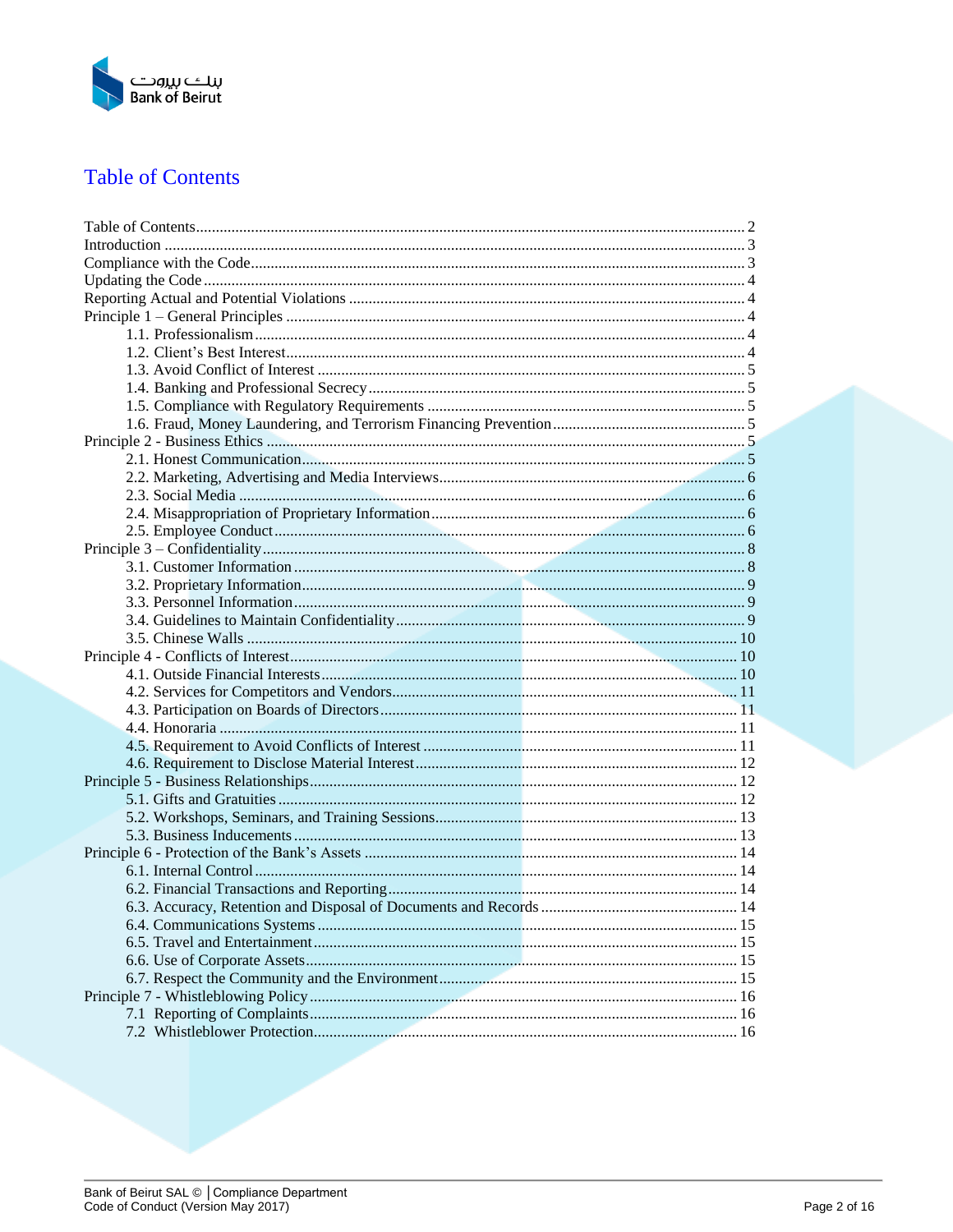# Table of Contents

Table of Contents ........ 2
Introduction ........ 3
Compliance with the Code ........ 3
Updating the Code ........ 4
Reporting Actual and Potential Violations ........ 4
Principle 1 – General Principles ........ 4
- 1.1. Professionalism ........ 4
- 1.2. Client's Best Interest ........ 4
- 1.3. Avoid Conflict of Interest ........ 5
- 1.4. Banking and Professional Secrecy ........ 5
- 1.5. Compliance with Regulatory Requirements ........ 5
- 1.6. Fraud, Money Laundering, and Terrorism Financing Prevention ........ 5

Principle 2 - Business Ethics ........ 5
- 2.1. Honest Communication ........ 5
- 2.2. Marketing, Advertising and Media Interviews ........ 6
- 2.3. Social Media ........ 6
- 2.4. Misappropriation of Proprietary Information ........ 6
- 2.5. Employee Conduct ........ 6

Principle 3 – Confidentiality ........ 8
- 3.1. Customer Information ........ 8
- 3.2. Proprietary Information ........ 9
- 3.3. Personnel Information ........ 9
- 3.4. Guidelines to Maintain Confidentiality ........ 9
- 3.5. Chinese Walls ........ 10

Principle 4 - Conflicts of Interest ........ 10
- 4.1. Outside Financial Interests ........ 10
- 4.2. Services for Competitors and Vendors ........ 11
- 4.3. Participation on Boards of Directors ........ 11
- 4.4. Honoraria ........ 11
- 4.5. Requirement to Avoid Conflicts of Interest ........ 11
- 4.6. Requirement to Disclose Material Interest ........ 12

Principle 5 - Business Relationships ........ 12
- 5.1. Gifts and Gratuities ........ 12
- 5.2. Workshops, Seminars, and Training Sessions ........ 13
- 5.3. Business Inducements ........ 13

Principle 6 - Protection of the Bank's Assets ........ 14
- 6.1. Internal Control ........ 14
- 6.2. Financial Transactions and Reporting ........ 14
- 6.3. Accuracy, Retention and Disposal of Documents and Records ........ 14
- 6.4. Communications Systems ........ 15
- 6.5. Travel and Entertainment ........ 15
- 6.6. Use of Corporate Assets ........ 15
- 6.7. Respect the Community and the Environment ........ 15

Principle 7 - Whistleblowing Policy ........ 16
- 7.1 Reporting of Complaints ........ 16
- 7.2 Whistleblower Protection ........ 16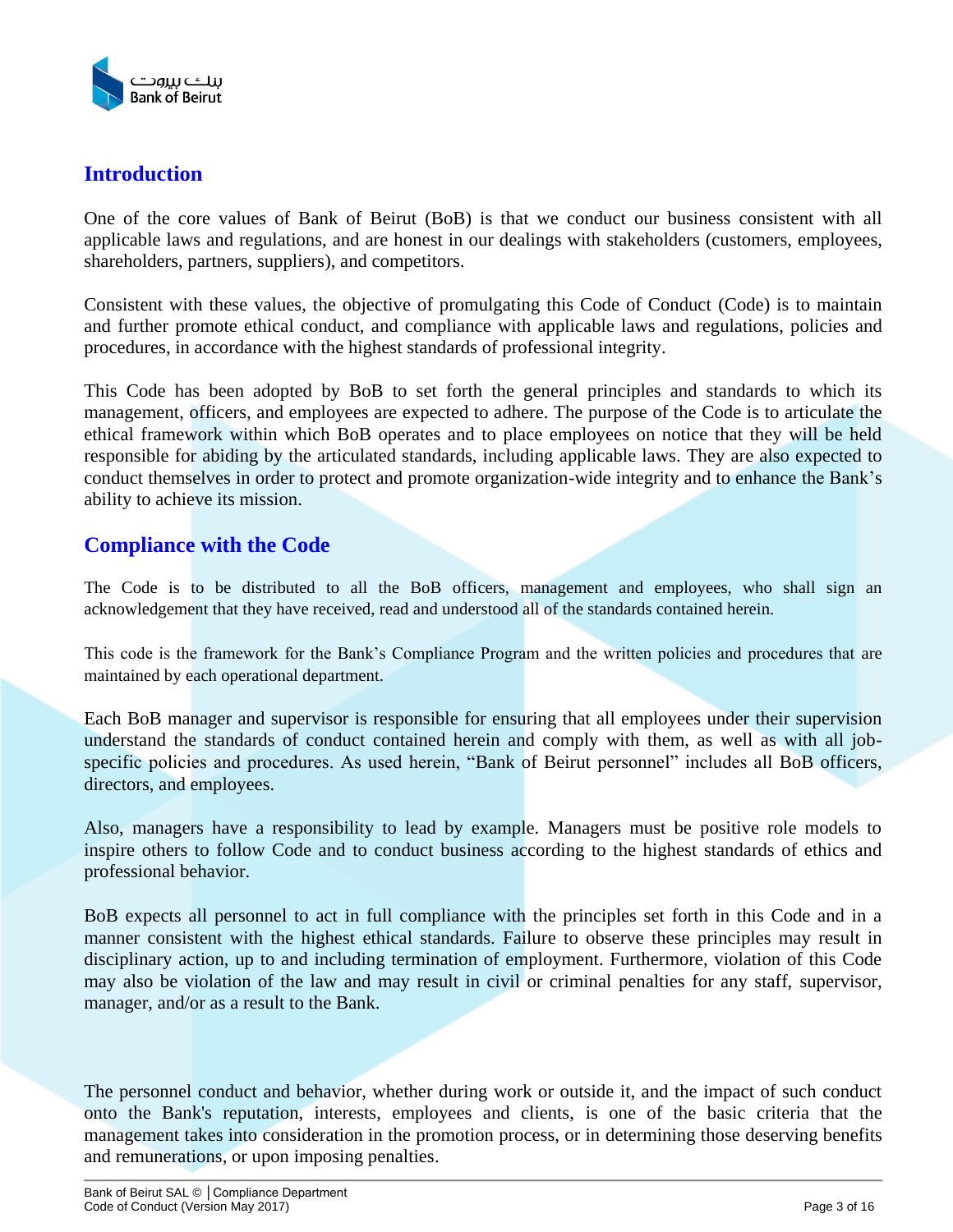## Introduction

One of the core values of Bank of Beirut (BoB) is that we conduct our business consistent with all applicable laws and regulations, and are honest in our dealings with stakeholders (customers, employees, shareholders, partners, suppliers), and competitors.

Consistent with these values, the objective of promulgating this Code of Conduct (Code) is to maintain and further promote ethical conduct, and compliance with applicable laws and regulations, policies and procedures, in accordance with the highest standards of professional integrity.

This Code has been adopted by BoB to set forth the general principles and standards to which its management, officers, and employees are expected to adhere. The purpose of the Code is to articulate the ethical framework within which BoB operates and to place employees on notice that they will be held responsible for abiding by the articulated standards, including applicable laws. They are also expected to conduct themselves in order to protect and promote organization-wide integrity and to enhance the Bank's ability to achieve its mission.

## Compliance with the Code

The Code is to be distributed to all the BoB officers, management and employees, who shall sign an acknowledgement that they have received, read and understood all of the standards contained herein.

This code is the framework for the Bank's Compliance Program and the written policies and procedures that are maintained by each operational department.

Each BoB manager and supervisor is responsible for ensuring that all employees under their supervision understand the standards of conduct contained herein and comply with them, as well as with all job-specific policies and procedures. As used herein, "Bank of Beirut personnel" includes all BoB officers, directors, and employees.

Also, managers have a responsibility to lead by example. Managers must be positive role models to inspire others to follow Code and to conduct business according to the highest standards of ethics and professional behavior.

BoB expects all personnel to act in full compliance with the principles set forth in this Code and in a manner consistent with the highest ethical standards. Failure to observe these principles may result in disciplinary action, up to and including termination of employment. Furthermore, violation of this Code may also be violation of the law and may result in civil or criminal penalties for any staff, supervisor, manager, and/or as a result to the Bank.

The personnel conduct and behavior, whether during work or outside it, and the impact of such conduct onto the Bank's reputation, interests, employees and clients, is one of the basic criteria that the management takes into consideration in the promotion process, or in determining those deserving benefits and remunerations, or upon imposing penalties.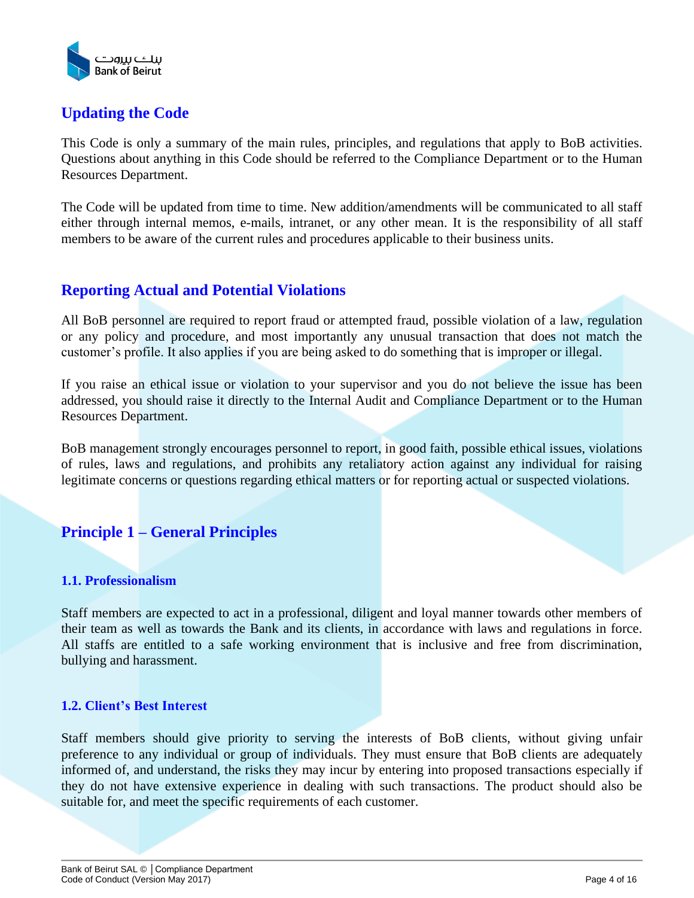## Updating the Code

This Code is only a summary of the main rules, principles, and regulations that apply to BoB activities. Questions about anything in this Code should be referred to the Compliance Department or to the Human Resources Department.

The Code will be updated from time to time. New addition/amendments will be communicated to all staff either through internal memos, e-mails, intranet, or any other mean. It is the responsibility of all staff members to be aware of the current rules and procedures applicable to their business units.

## Reporting Actual and Potential Violations

All BoB personnel are required to report fraud or attempted fraud, possible violation of a law, regulation or any policy and procedure, and most importantly any unusual transaction that does not match the customer's profile. It also applies if you are being asked to do something that is improper or illegal.

If you raise an ethical issue or violation to your supervisor and you do not believe the issue has been addressed, you should raise it directly to the Internal Audit and Compliance Department or to the Human Resources Department.

BoB management strongly encourages personnel to report, in good faith, possible ethical issues, violations of rules, laws and regulations, and prohibits any retaliatory action against any individual for raising legitimate concerns or questions regarding ethical matters or for reporting actual or suspected violations.

## Principle 1 – General Principles

### 1.1. Professionalism

Staff members are expected to act in a professional, diligent and loyal manner towards other members of their team as well as towards the Bank and its clients, in accordance with laws and regulations in force. All staffs are entitled to a safe working environment that is inclusive and free from discrimination, bullying and harassment.

### 1.2. Client's Best Interest

Staff members should give priority to serving the interests of BoB clients, without giving unfair preference to any individual or group of individuals. They must ensure that BoB clients are adequately informed of, and understand, the risks they may incur by entering into proposed transactions especially if they do not have extensive experience in dealing with such transactions. The product should also be suitable for, and meet the specific requirements of each customer.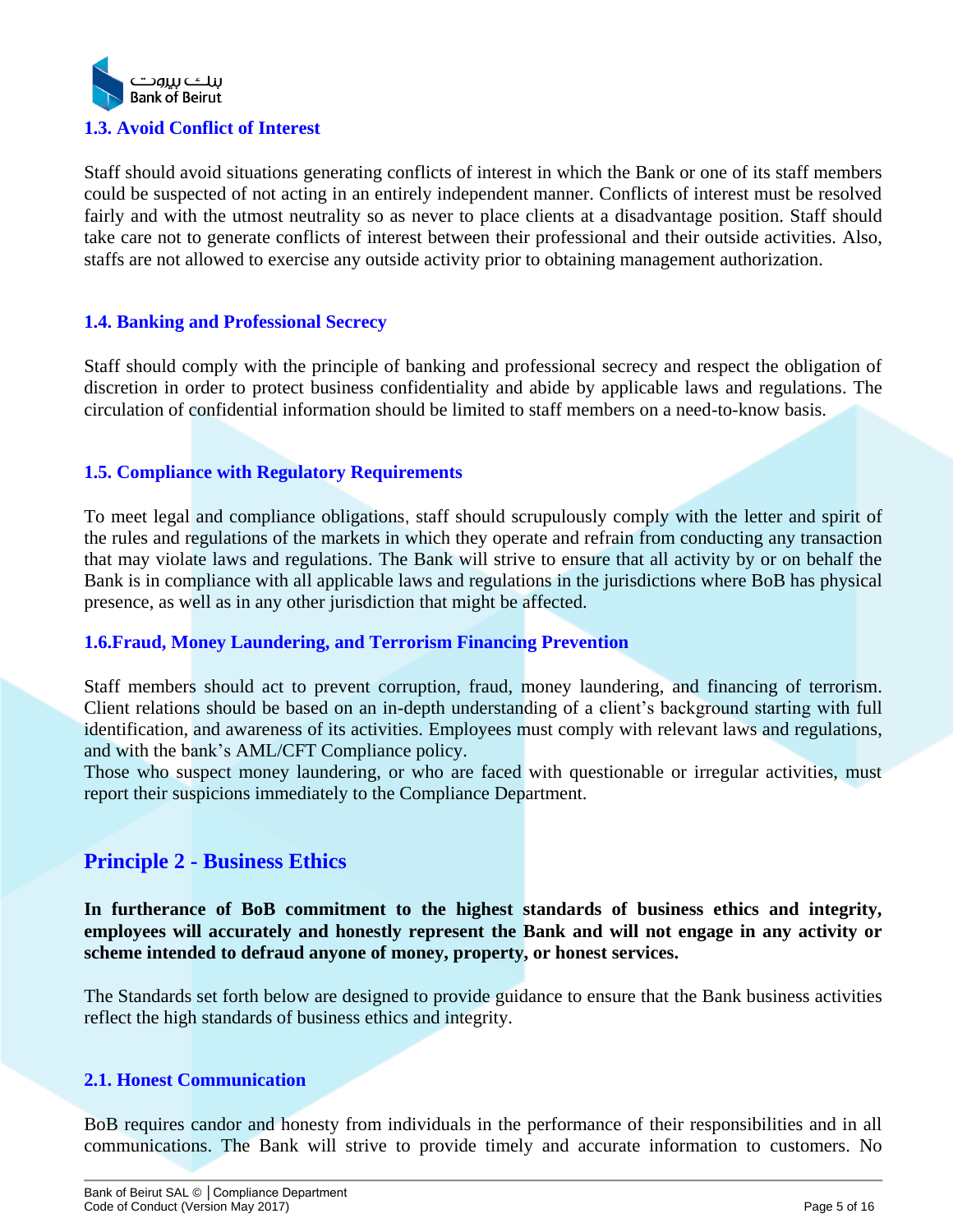### 1.3. Avoid Conflict of Interest

Staff should avoid situations generating conflicts of interest in which the Bank or one of its staff members could be suspected of not acting in an entirely independent manner. Conflicts of interest must be resolved fairly and with the utmost neutrality so as never to place clients at a disadvantage position. Staff should take care not to generate conflicts of interest between their professional and their outside activities. Also, staffs are not allowed to exercise any outside activity prior to obtaining management authorization.

### 1.4. Banking and Professional Secrecy

Staff should comply with the principle of banking and professional secrecy and respect the obligation of discretion in order to protect business confidentiality and abide by applicable laws and regulations. The circulation of confidential information should be limited to staff members on a need-to-know basis.

### 1.5. Compliance with Regulatory Requirements

To meet legal and compliance obligations, staff should scrupulously comply with the letter and spirit of the rules and regulations of the markets in which they operate and refrain from conducting any transaction that may violate laws and regulations. The Bank will strive to ensure that all activity by or on behalf the Bank is in compliance with all applicable laws and regulations in the jurisdictions where BoB has physical presence, as well as in any other jurisdiction that might be affected.

### 1.6.Fraud, Money Laundering, and Terrorism Financing Prevention

Staff members should act to prevent corruption, fraud, money laundering, and financing of terrorism. Client relations should be based on an in-depth understanding of a client's background starting with full identification, and awareness of its activities. Employees must comply with relevant laws and regulations, and with the bank's AML/CFT Compliance policy.
Those who suspect money laundering, or who are faced with questionable or irregular activities, must report their suspicions immediately to the Compliance Department.

## Principle 2 - Business Ethics

**In furtherance of BoB commitment to the highest standards of business ethics and integrity, employees will accurately and honestly represent the Bank and will not engage in any activity or scheme intended to defraud anyone of money, property, or honest services.**

The Standards set forth below are designed to provide guidance to ensure that the Bank business activities reflect the high standards of business ethics and integrity.

### 2.1. Honest Communication

BoB requires candor and honesty from individuals in the performance of their responsibilities and in all communications. The Bank will strive to provide timely and accurate information to customers. No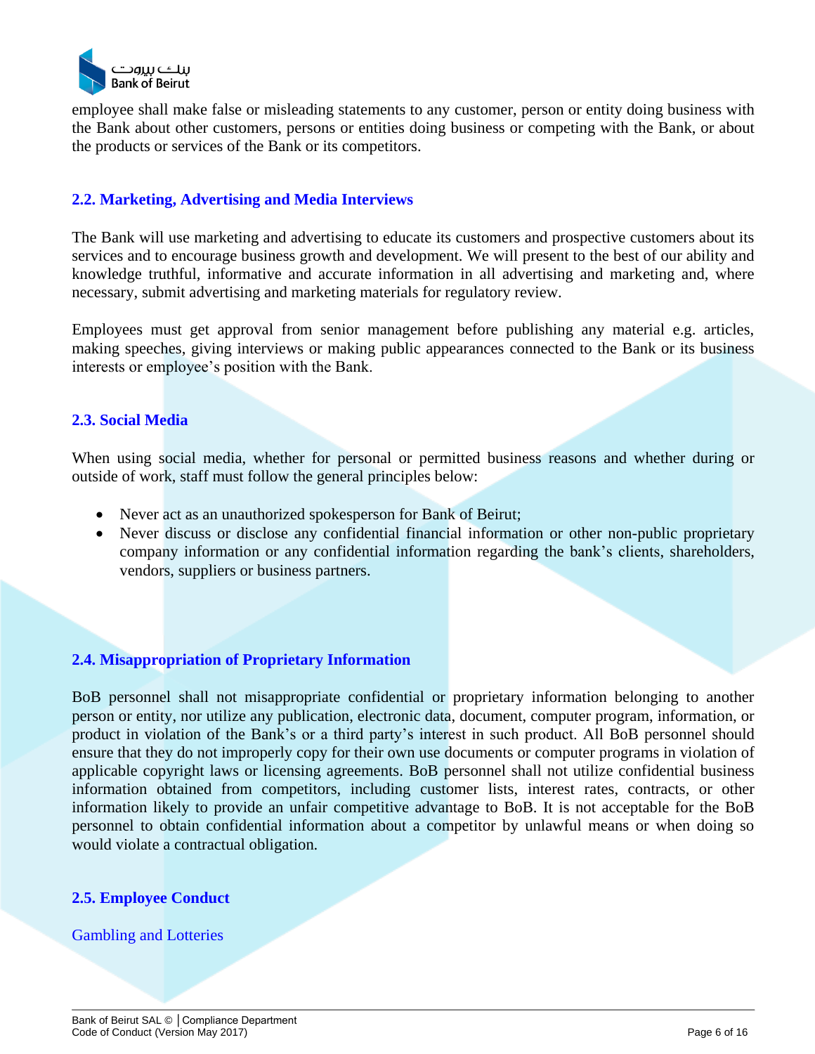employee shall make false or misleading statements to any customer, person or entity doing business with the Bank about other customers, persons or entities doing business or competing with the Bank, or about the products or services of the Bank or its competitors.

### 2.2. Marketing, Advertising and Media Interviews

The Bank will use marketing and advertising to educate its customers and prospective customers about its services and to encourage business growth and development. We will present to the best of our ability and knowledge truthful, informative and accurate information in all advertising and marketing and, where necessary, submit advertising and marketing materials for regulatory review.

Employees must get approval from senior management before publishing any material e.g. articles, making speeches, giving interviews or making public appearances connected to the Bank or its business interests or employee's position with the Bank.

### 2.3. Social Media

When using social media, whether for personal or permitted business reasons and whether during or outside of work, staff must follow the general principles below:

- Never act as an unauthorized spokesperson for Bank of Beirut;
- Never discuss or disclose any confidential financial information or other non-public proprietary company information or any confidential information regarding the bank's clients, shareholders, vendors, suppliers or business partners.

### 2.4. Misappropriation of Proprietary Information

BoB personnel shall not misappropriate confidential or proprietary information belonging to another person or entity, nor utilize any publication, electronic data, document, computer program, information, or product in violation of the Bank's or a third party's interest in such product. All BoB personnel should ensure that they do not improperly copy for their own use documents or computer programs in violation of applicable copyright laws or licensing agreements. BoB personnel shall not utilize confidential business information obtained from competitors, including customer lists, interest rates, contracts, or other information likely to provide an unfair competitive advantage to BoB. It is not acceptable for the BoB personnel to obtain confidential information about a competitor by unlawful means or when doing so would violate a contractual obligation.

### 2.5. Employee Conduct

#### Gambling and Lotteries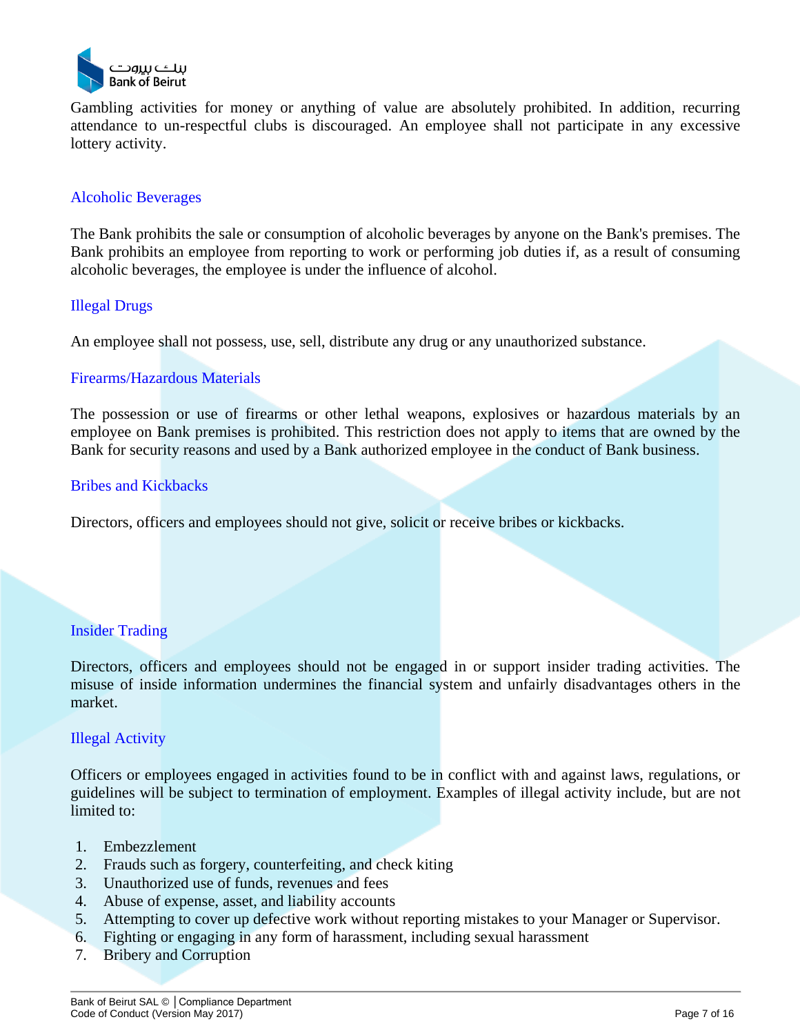Gambling activities for money or anything of value are absolutely prohibited. In addition, recurring attendance to un-respectful clubs is discouraged. An employee shall not participate in any excessive lottery activity.

### Alcoholic Beverages

The Bank prohibits the sale or consumption of alcoholic beverages by anyone on the Bank's premises. The Bank prohibits an employee from reporting to work or performing job duties if, as a result of consuming alcoholic beverages, the employee is under the influence of alcohol.

### Illegal Drugs

An employee shall not possess, use, sell, distribute any drug or any unauthorized substance.

### Firearms/Hazardous Materials

The possession or use of firearms or other lethal weapons, explosives or hazardous materials by an employee on Bank premises is prohibited. This restriction does not apply to items that are owned by the Bank for security reasons and used by a Bank authorized employee in the conduct of Bank business.

### Bribes and Kickbacks

Directors, officers and employees should not give, solicit or receive bribes or kickbacks.

### Insider Trading

Directors, officers and employees should not be engaged in or support insider trading activities. The misuse of inside information undermines the financial system and unfairly disadvantages others in the market.

### Illegal Activity

Officers or employees engaged in activities found to be in conflict with and against laws, regulations, or guidelines will be subject to termination of employment. Examples of illegal activity include, but are not limited to:

1. Embezzlement
2. Frauds such as forgery, counterfeiting, and check kiting
3. Unauthorized use of funds, revenues and fees
4. Abuse of expense, asset, and liability accounts
5. Attempting to cover up defective work without reporting mistakes to your Manager or Supervisor.
6. Fighting or engaging in any form of harassment, including sexual harassment
7. Bribery and Corruption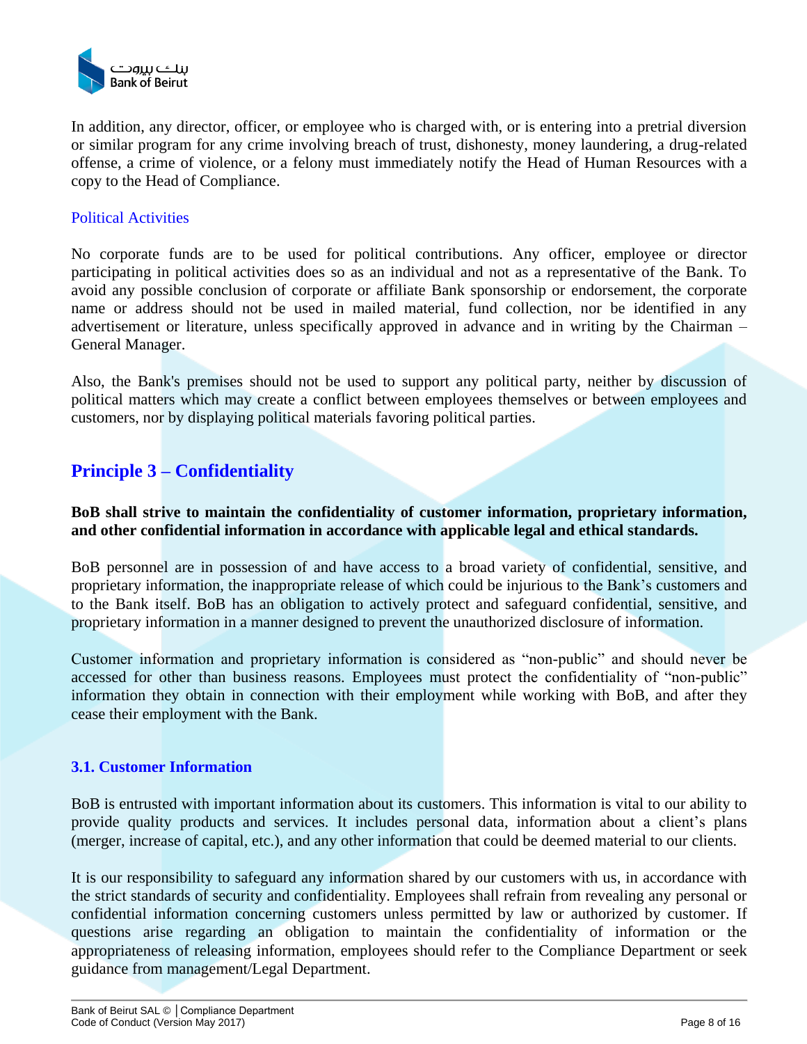In addition, any director, officer, or employee who is charged with, or is entering into a pretrial diversion or similar program for any crime involving breach of trust, dishonesty, money laundering, a drug-related offense, a crime of violence, or a felony must immediately notify the Head of Human Resources with a copy to the Head of Compliance.

### Political Activities

No corporate funds are to be used for political contributions. Any officer, employee or director participating in political activities does so as an individual and not as a representative of the Bank. To avoid any possible conclusion of corporate or affiliate Bank sponsorship or endorsement, the corporate name or address should not be used in mailed material, fund collection, nor be identified in any advertisement or literature, unless specifically approved in advance and in writing by the Chairman – General Manager.

Also, the Bank's premises should not be used to support any political party, neither by discussion of political matters which may create a conflict between employees themselves or between employees and customers, nor by displaying political materials favoring political parties.

## Principle 3 – Confidentiality

**BoB shall strive to maintain the confidentiality of customer information, proprietary information, and other confidential information in accordance with applicable legal and ethical standards.**

BoB personnel are in possession of and have access to a broad variety of confidential, sensitive, and proprietary information, the inappropriate release of which could be injurious to the Bank’s customers and to the Bank itself. BoB has an obligation to actively protect and safeguard confidential, sensitive, and proprietary information in a manner designed to prevent the unauthorized disclosure of information.

Customer information and proprietary information is considered as “non-public” and should never be accessed for other than business reasons. Employees must protect the confidentiality of “non-public” information they obtain in connection with their employment while working with BoB, and after they cease their employment with the Bank.

### 3.1. Customer Information

BoB is entrusted with important information about its customers. This information is vital to our ability to provide quality products and services. It includes personal data, information about a client’s plans (merger, increase of capital, etc.), and any other information that could be deemed material to our clients.

It is our responsibility to safeguard any information shared by our customers with us, in accordance with the strict standards of security and confidentiality. Employees shall refrain from revealing any personal or confidential information concerning customers unless permitted by law or authorized by customer. If questions arise regarding an obligation to maintain the confidentiality of information or the appropriateness of releasing information, employees should refer to the Compliance Department or seek guidance from management/Legal Department.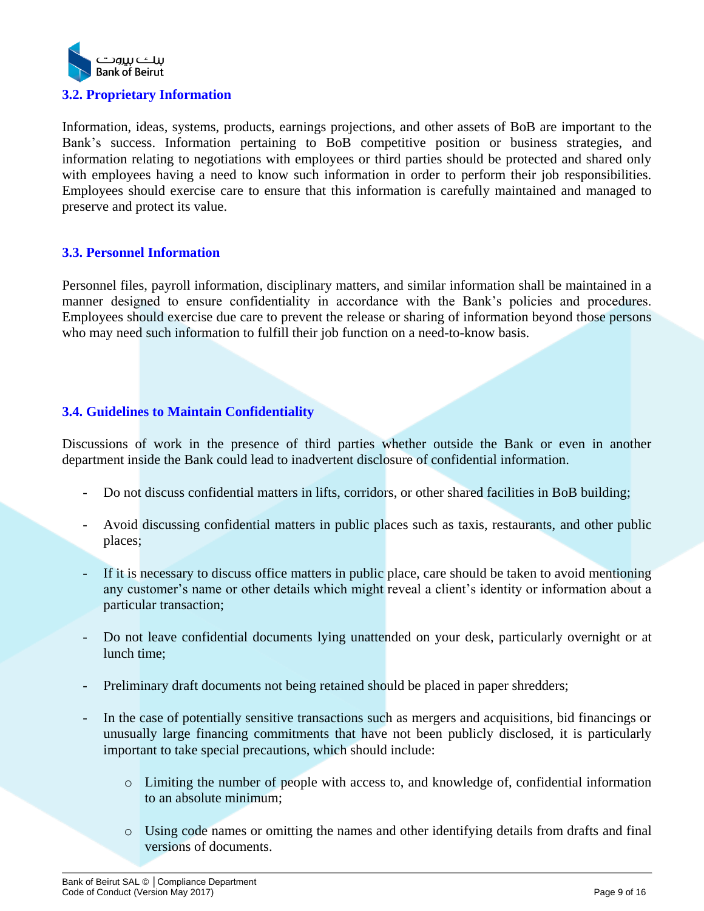### 3.2. Proprietary Information

Information, ideas, systems, products, earnings projections, and other assets of BoB are important to the Bank's success. Information pertaining to BoB competitive position or business strategies, and information relating to negotiations with employees or third parties should be protected and shared only with employees having a need to know such information in order to perform their job responsibilities. Employees should exercise care to ensure that this information is carefully maintained and managed to preserve and protect its value.

### 3.3. Personnel Information

Personnel files, payroll information, disciplinary matters, and similar information shall be maintained in a manner designed to ensure confidentiality in accordance with the Bank's policies and procedures. Employees should exercise due care to prevent the release or sharing of information beyond those persons who may need such information to fulfill their job function on a need-to-know basis.

### 3.4. Guidelines to Maintain Confidentiality

Discussions of work in the presence of third parties whether outside the Bank or even in another department inside the Bank could lead to inadvertent disclosure of confidential information.

- Do not discuss confidential matters in lifts, corridors, or other shared facilities in BoB building;
- Avoid discussing confidential matters in public places such as taxis, restaurants, and other public places;
- If it is necessary to discuss office matters in public place, care should be taken to avoid mentioning any customer's name or other details which might reveal a client's identity or information about a particular transaction;
- Do not leave confidential documents lying unattended on your desk, particularly overnight or at lunch time;
- Preliminary draft documents not being retained should be placed in paper shredders;
- In the case of potentially sensitive transactions such as mergers and acquisitions, bid financings or unusually large financing commitments that have not been publicly disclosed, it is particularly important to take special precautions, which should include:
    - Limiting the number of people with access to, and knowledge of, confidential information to an absolute minimum;
    - Using code names or omitting the names and other identifying details from drafts and final versions of documents.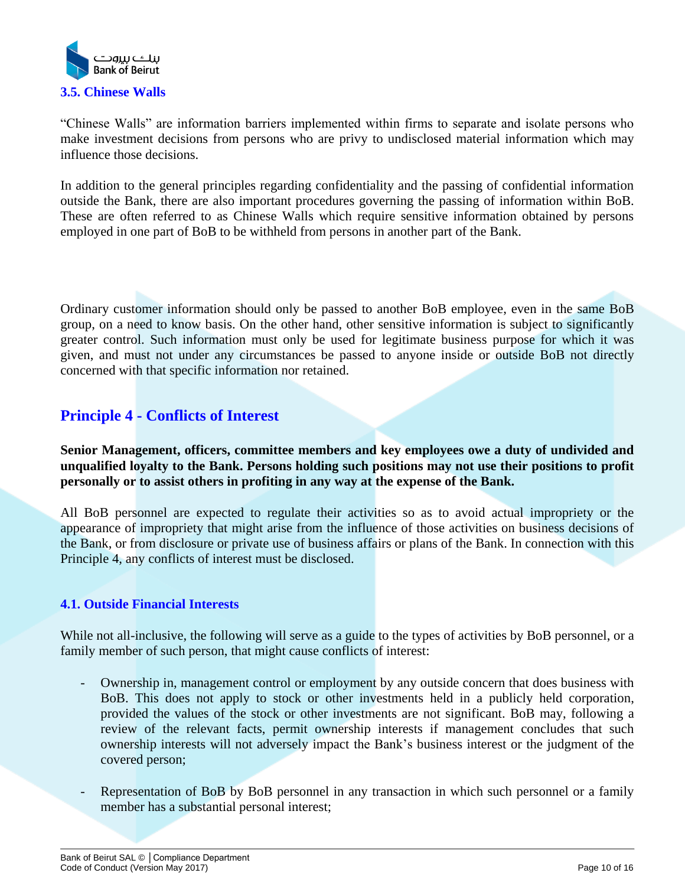### 3.5. Chinese Walls

"Chinese Walls" are information barriers implemented within firms to separate and isolate persons who make investment decisions from persons who are privy to undisclosed material information which may influence those decisions.

In addition to the general principles regarding confidentiality and the passing of confidential information outside the Bank, there are also important procedures governing the passing of information within BoB. These are often referred to as Chinese Walls which require sensitive information obtained by persons employed in one part of BoB to be withheld from persons in another part of the Bank.

Ordinary customer information should only be passed to another BoB employee, even in the same BoB group, on a need to know basis. On the other hand, other sensitive information is subject to significantly greater control. Such information must only be used for legitimate business purpose for which it was given, and must not under any circumstances be passed to anyone inside or outside BoB not directly concerned with that specific information nor retained.

## Principle 4 - Conflicts of Interest

**Senior Management, officers, committee members and key employees owe a duty of undivided and unqualified loyalty to the Bank. Persons holding such positions may not use their positions to profit personally or to assist others in profiting in any way at the expense of the Bank.**

All BoB personnel are expected to regulate their activities so as to avoid actual impropriety or the appearance of impropriety that might arise from the influence of those activities on business decisions of the Bank, or from disclosure or private use of business affairs or plans of the Bank. In connection with this Principle 4, any conflicts of interest must be disclosed.

### 4.1. Outside Financial Interests

While not all-inclusive, the following will serve as a guide to the types of activities by BoB personnel, or a family member of such person, that might cause conflicts of interest:

- Ownership in, management control or employment by any outside concern that does business with BoB. This does not apply to stock or other investments held in a publicly held corporation, provided the values of the stock or other investments are not significant. BoB may, following a review of the relevant facts, permit ownership interests if management concludes that such ownership interests will not adversely impact the Bank's business interest or the judgment of the covered person;

- Representation of BoB by BoB personnel in any transaction in which such personnel or a family member has a substantial personal interest;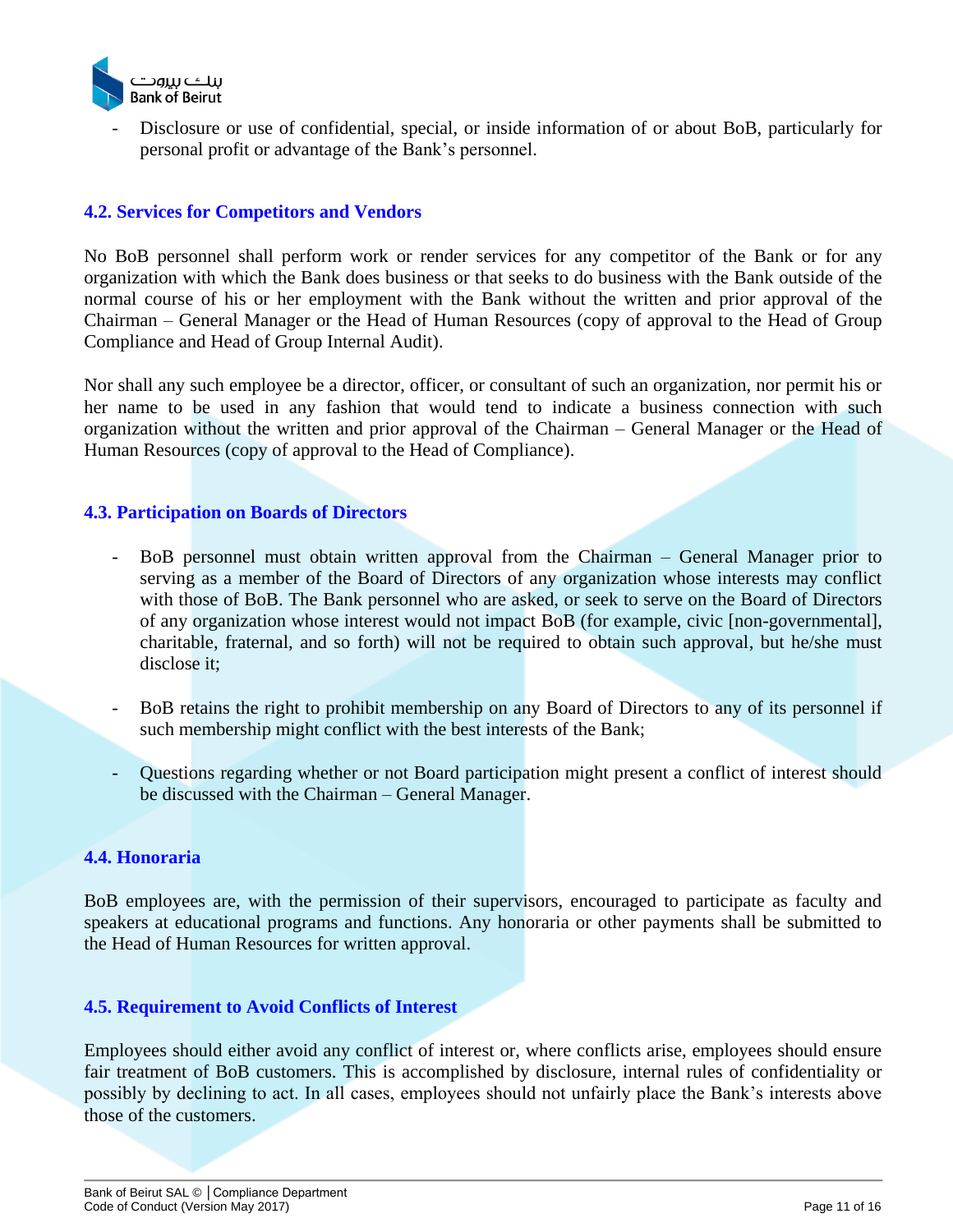- Disclosure or use of confidential, special, or inside information of or about BoB, particularly for personal profit or advantage of the Bank's personnel.

### 4.2. Services for Competitors and Vendors

No BoB personnel shall perform work or render services for any competitor of the Bank or for any organization with which the Bank does business or that seeks to do business with the Bank outside of the normal course of his or her employment with the Bank without the written and prior approval of the Chairman – General Manager or the Head of Human Resources (copy of approval to the Head of Group Compliance and Head of Group Internal Audit).

Nor shall any such employee be a director, officer, or consultant of such an organization, nor permit his or her name to be used in any fashion that would tend to indicate a business connection with such organization without the written and prior approval of the Chairman – General Manager or the Head of Human Resources (copy of approval to the Head of Compliance).

### 4.3. Participation on Boards of Directors

- BoB personnel must obtain written approval from the Chairman – General Manager prior to serving as a member of the Board of Directors of any organization whose interests may conflict with those of BoB. The Bank personnel who are asked, or seek to serve on the Board of Directors of any organization whose interest would not impact BoB (for example, civic [non-governmental], charitable, fraternal, and so forth) will not be required to obtain such approval, but he/she must disclose it;

- BoB retains the right to prohibit membership on any Board of Directors to any of its personnel if such membership might conflict with the best interests of the Bank;

- Questions regarding whether or not Board participation might present a conflict of interest should be discussed with the Chairman – General Manager.

### 4.4. Honoraria

BoB employees are, with the permission of their supervisors, encouraged to participate as faculty and speakers at educational programs and functions. Any honoraria or other payments shall be submitted to the Head of Human Resources for written approval.

### 4.5. Requirement to Avoid Conflicts of Interest

Employees should either avoid any conflict of interest or, where conflicts arise, employees should ensure fair treatment of BoB customers. This is accomplished by disclosure, internal rules of confidentiality or possibly by declining to act. In all cases, employees should not unfairly place the Bank's interests above those of the customers.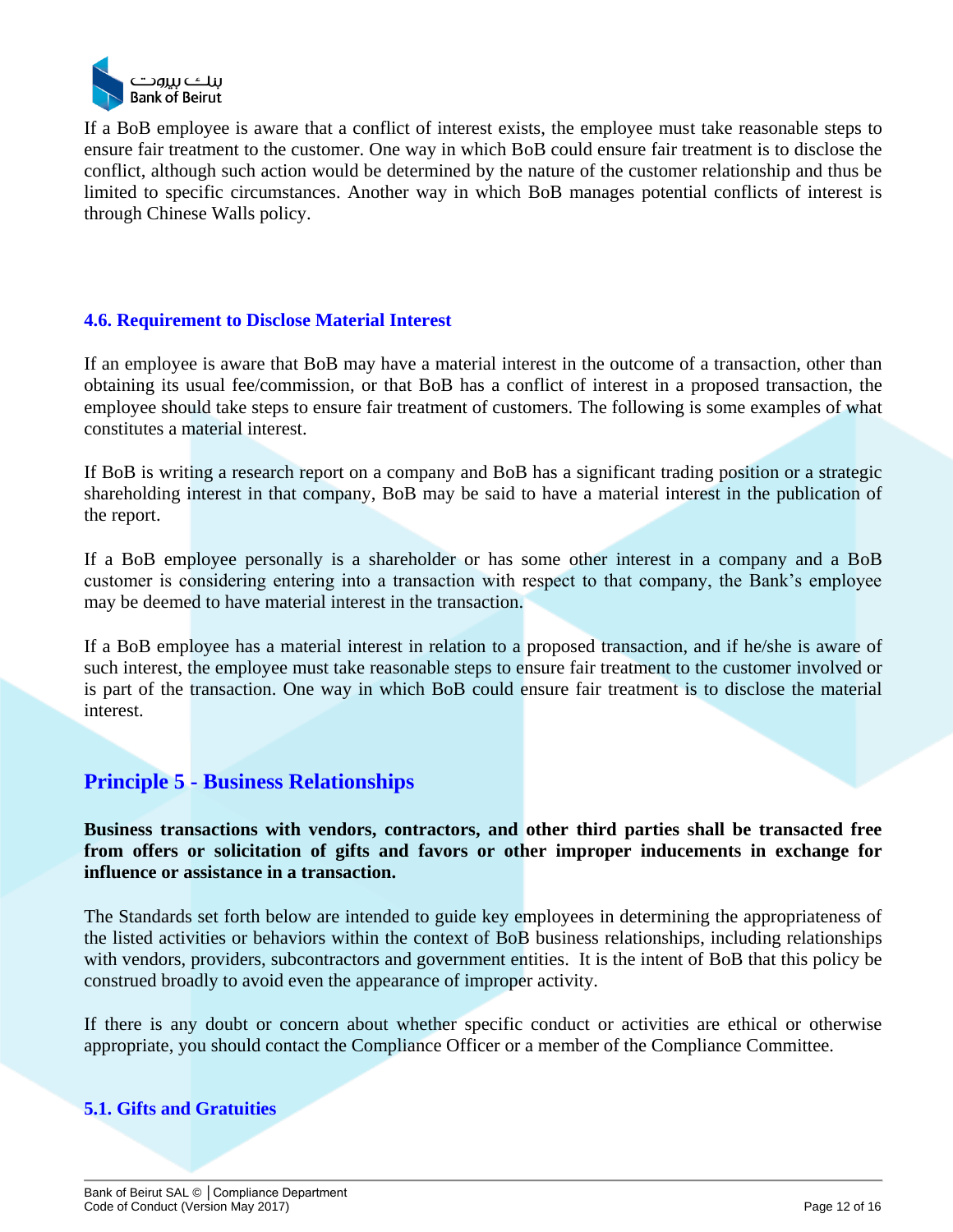If a BoB employee is aware that a conflict of interest exists, the employee must take reasonable steps to ensure fair treatment to the customer. One way in which BoB could ensure fair treatment is to disclose the conflict, although such action would be determined by the nature of the customer relationship and thus be limited to specific circumstances. Another way in which BoB manages potential conflicts of interest is through Chinese Walls policy.

### 4.6. Requirement to Disclose Material Interest

If an employee is aware that BoB may have a material interest in the outcome of a transaction, other than obtaining its usual fee/commission, or that BoB has a conflict of interest in a proposed transaction, the employee should take steps to ensure fair treatment of customers. The following is some examples of what constitutes a material interest.

If BoB is writing a research report on a company and BoB has a significant trading position or a strategic shareholding interest in that company, BoB may be said to have a material interest in the publication of the report.

If a BoB employee personally is a shareholder or has some other interest in a company and a BoB customer is considering entering into a transaction with respect to that company, the Bank's employee may be deemed to have material interest in the transaction.

If a BoB employee has a material interest in relation to a proposed transaction, and if he/she is aware of such interest, the employee must take reasonable steps to ensure fair treatment to the customer involved or is part of the transaction. One way in which BoB could ensure fair treatment is to disclose the material interest.

## Principle 5 - Business Relationships

**Business transactions with vendors, contractors, and other third parties shall be transacted free from offers or solicitation of gifts and favors or other improper inducements in exchange for influence or assistance in a transaction.**

The Standards set forth below are intended to guide key employees in determining the appropriateness of the listed activities or behaviors within the context of BoB business relationships, including relationships with vendors, providers, subcontractors and government entities. It is the intent of BoB that this policy be construed broadly to avoid even the appearance of improper activity.

If there is any doubt or concern about whether specific conduct or activities are ethical or otherwise appropriate, you should contact the Compliance Officer or a member of the Compliance Committee.

### 5.1. Gifts and Gratuities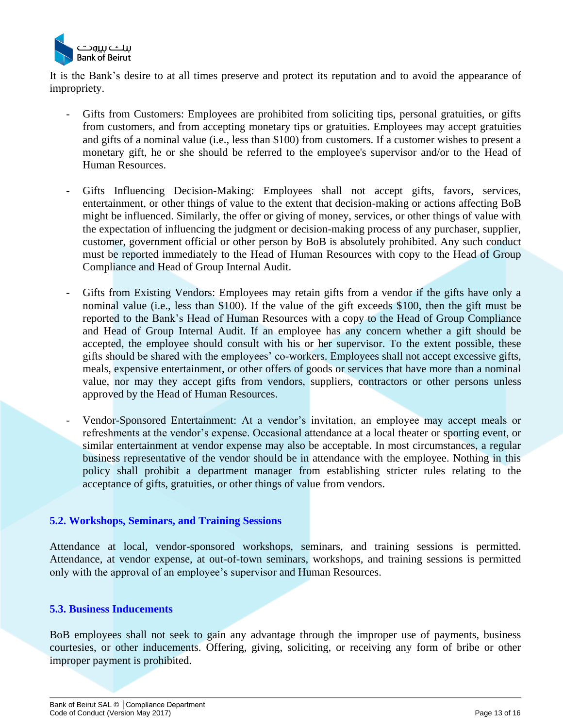It is the Bank's desire to at all times preserve and protect its reputation and to avoid the appearance of impropriety.

- Gifts from Customers: Employees are prohibited from soliciting tips, personal gratuities, or gifts from customers, and from accepting monetary tips or gratuities. Employees may accept gratuities and gifts of a nominal value (i.e., less than $100) from customers. If a customer wishes to present a monetary gift, he or she should be referred to the employee's supervisor and/or to the Head of Human Resources.

- Gifts Influencing Decision-Making: Employees shall not accept gifts, favors, services, entertainment, or other things of value to the extent that decision-making or actions affecting BoB might be influenced. Similarly, the offer or giving of money, services, or other things of value with the expectation of influencing the judgment or decision-making process of any purchaser, supplier, customer, government official or other person by BoB is absolutely prohibited. Any such conduct must be reported immediately to the Head of Human Resources with copy to the Head of Group Compliance and Head of Group Internal Audit.

- Gifts from Existing Vendors: Employees may retain gifts from a vendor if the gifts have only a nominal value (i.e., less than $100). If the value of the gift exceeds $100, then the gift must be reported to the Bank's Head of Human Resources with a copy to the Head of Group Compliance and Head of Group Internal Audit. If an employee has any concern whether a gift should be accepted, the employee should consult with his or her supervisor. To the extent possible, these gifts should be shared with the employees' co-workers. Employees shall not accept excessive gifts, meals, expensive entertainment, or other offers of goods or services that have more than a nominal value, nor may they accept gifts from vendors, suppliers, contractors or other persons unless approved by the Head of Human Resources.

- Vendor-Sponsored Entertainment: At a vendor's invitation, an employee may accept meals or refreshments at the vendor's expense. Occasional attendance at a local theater or sporting event, or similar entertainment at vendor expense may also be acceptable. In most circumstances, a regular business representative of the vendor should be in attendance with the employee. Nothing in this policy shall prohibit a department manager from establishing stricter rules relating to the acceptance of gifts, gratuities, or other things of value from vendors.

### 5.2. Workshops, Seminars, and Training Sessions

Attendance at local, vendor-sponsored workshops, seminars, and training sessions is permitted. Attendance, at vendor expense, at out-of-town seminars, workshops, and training sessions is permitted only with the approval of an employee's supervisor and Human Resources.

### 5.3. Business Inducements

BoB employees shall not seek to gain any advantage through the improper use of payments, business courtesies, or other inducements. Offering, giving, soliciting, or receiving any form of bribe or other improper payment is prohibited.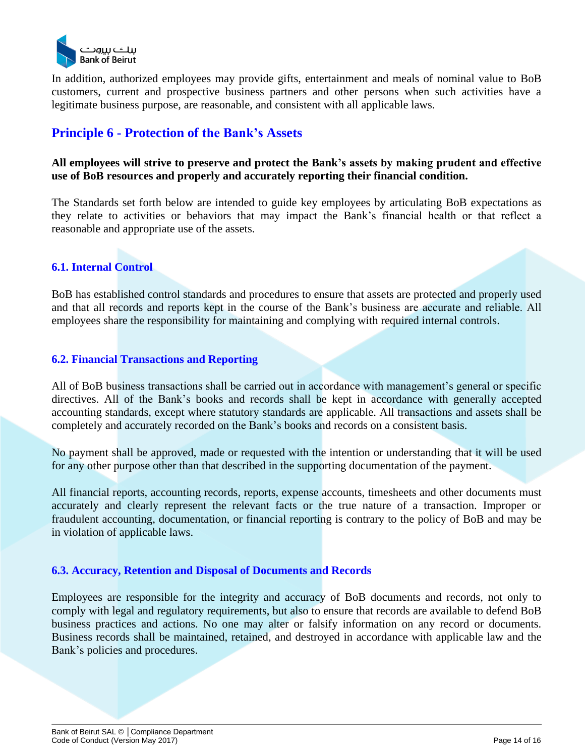In addition, authorized employees may provide gifts, entertainment and meals of nominal value to BoB customers, current and prospective business partners and other persons when such activities have a legitimate business purpose, are reasonable, and consistent with all applicable laws.

## Principle 6 - Protection of the Bank's Assets

**All employees will strive to preserve and protect the Bank's assets by making prudent and effective use of BoB resources and properly and accurately reporting their financial condition.**

The Standards set forth below are intended to guide key employees by articulating BoB expectations as they relate to activities or behaviors that may impact the Bank's financial health or that reflect a reasonable and appropriate use of the assets.

### 6.1. Internal Control

BoB has established control standards and procedures to ensure that assets are protected and properly used and that all records and reports kept in the course of the Bank's business are accurate and reliable. All employees share the responsibility for maintaining and complying with required internal controls.

### 6.2. Financial Transactions and Reporting

All of BoB business transactions shall be carried out in accordance with management's general or specific directives. All of the Bank's books and records shall be kept in accordance with generally accepted accounting standards, except where statutory standards are applicable. All transactions and assets shall be completely and accurately recorded on the Bank's books and records on a consistent basis.

No payment shall be approved, made or requested with the intention or understanding that it will be used for any other purpose other than that described in the supporting documentation of the payment.

All financial reports, accounting records, reports, expense accounts, timesheets and other documents must accurately and clearly represent the relevant facts or the true nature of a transaction. Improper or fraudulent accounting, documentation, or financial reporting is contrary to the policy of BoB and may be in violation of applicable laws.

### 6.3. Accuracy, Retention and Disposal of Documents and Records

Employees are responsible for the integrity and accuracy of BoB documents and records, not only to comply with legal and regulatory requirements, but also to ensure that records are available to defend BoB business practices and actions. No one may alter or falsify information on any record or documents. Business records shall be maintained, retained, and destroyed in accordance with applicable law and the Bank's policies and procedures.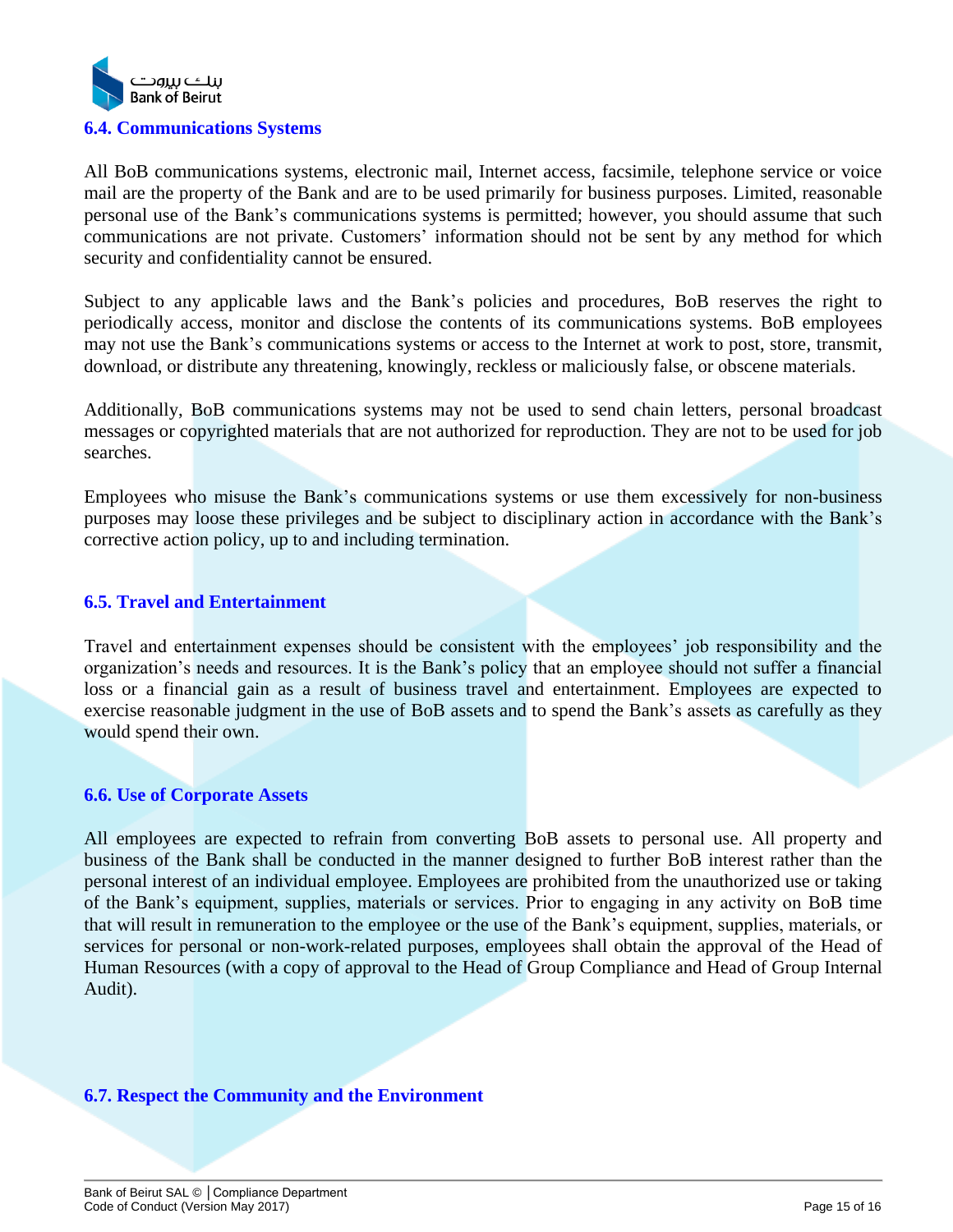## 6.4. Communications Systems

All BoB communications systems, electronic mail, Internet access, facsimile, telephone service or voice mail are the property of the Bank and are to be used primarily for business purposes. Limited, reasonable personal use of the Bank's communications systems is permitted; however, you should assume that such communications are not private. Customers' information should not be sent by any method for which security and confidentiality cannot be ensured.

Subject to any applicable laws and the Bank's policies and procedures, BoB reserves the right to periodically access, monitor and disclose the contents of its communications systems. BoB employees may not use the Bank's communications systems or access to the Internet at work to post, store, transmit, download, or distribute any threatening, knowingly, reckless or maliciously false, or obscene materials.

Additionally, BoB communications systems may not be used to send chain letters, personal broadcast messages or copyrighted materials that are not authorized for reproduction. They are not to be used for job searches.

Employees who misuse the Bank's communications systems or use them excessively for non-business purposes may loose these privileges and be subject to disciplinary action in accordance with the Bank's corrective action policy, up to and including termination.

## 6.5. Travel and Entertainment

Travel and entertainment expenses should be consistent with the employees' job responsibility and the organization's needs and resources. It is the Bank's policy that an employee should not suffer a financial loss or a financial gain as a result of business travel and entertainment. Employees are expected to exercise reasonable judgment in the use of BoB assets and to spend the Bank's assets as carefully as they would spend their own.

## 6.6. Use of Corporate Assets

All employees are expected to refrain from converting BoB assets to personal use. All property and business of the Bank shall be conducted in the manner designed to further BoB interest rather than the personal interest of an individual employee. Employees are prohibited from the unauthorized use or taking of the Bank's equipment, supplies, materials or services. Prior to engaging in any activity on BoB time that will result in remuneration to the employee or the use of the Bank's equipment, supplies, materials, or services for personal or non-work-related purposes, employees shall obtain the approval of the Head of Human Resources (with a copy of approval to the Head of Group Compliance and Head of Group Internal Audit).

## 6.7. Respect the Community and the Environment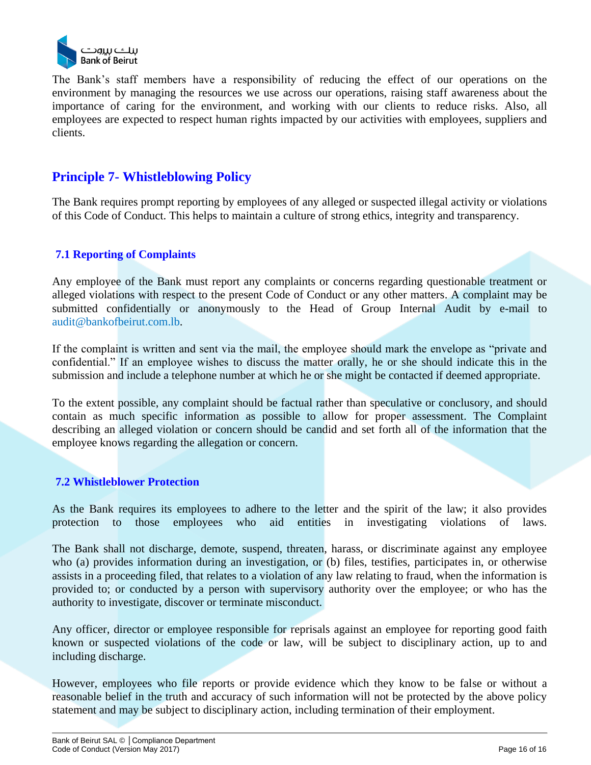The Bank's staff members have a responsibility of reducing the effect of our operations on the environment by managing the resources we use across our operations, raising staff awareness about the importance of caring for the environment, and working with our clients to reduce risks. Also, all employees are expected to respect human rights impacted by our activities with employees, suppliers and clients.

## Principle 7- Whistleblowing Policy

The Bank requires prompt reporting by employees of any alleged or suspected illegal activity or violations of this Code of Conduct. This helps to maintain a culture of strong ethics, integrity and transparency.

### 7.1 Reporting of Complaints

Any employee of the Bank must report any complaints or concerns regarding questionable treatment or alleged violations with respect to the present Code of Conduct or any other matters. A complaint may be submitted confidentially or anonymously to the Head of Group Internal Audit by e-mail to audit@bankofbeirut.com.lb.

If the complaint is written and sent via the mail, the employee should mark the envelope as "private and confidential." If an employee wishes to discuss the matter orally, he or she should indicate this in the submission and include a telephone number at which he or she might be contacted if deemed appropriate.

To the extent possible, any complaint should be factual rather than speculative or conclusory, and should contain as much specific information as possible to allow for proper assessment. The Complaint describing an alleged violation or concern should be candid and set forth all of the information that the employee knows regarding the allegation or concern.

### 7.2 Whistleblower Protection

As the Bank requires its employees to adhere to the letter and the spirit of the law; it also provides protection to those employees who aid entities in investigating violations of laws.

The Bank shall not discharge, demote, suspend, threaten, harass, or discriminate against any employee who (a) provides information during an investigation, or (b) files, testifies, participates in, or otherwise assists in a proceeding filed, that relates to a violation of any law relating to fraud, when the information is provided to; or conducted by a person with supervisory authority over the employee; or who has the authority to investigate, discover or terminate misconduct.

Any officer, director or employee responsible for reprisals against an employee for reporting good faith known or suspected violations of the code or law, will be subject to disciplinary action, up to and including discharge.

However, employees who file reports or provide evidence which they know to be false or without a reasonable belief in the truth and accuracy of such information will not be protected by the above policy statement and may be subject to disciplinary action, including termination of their employment.